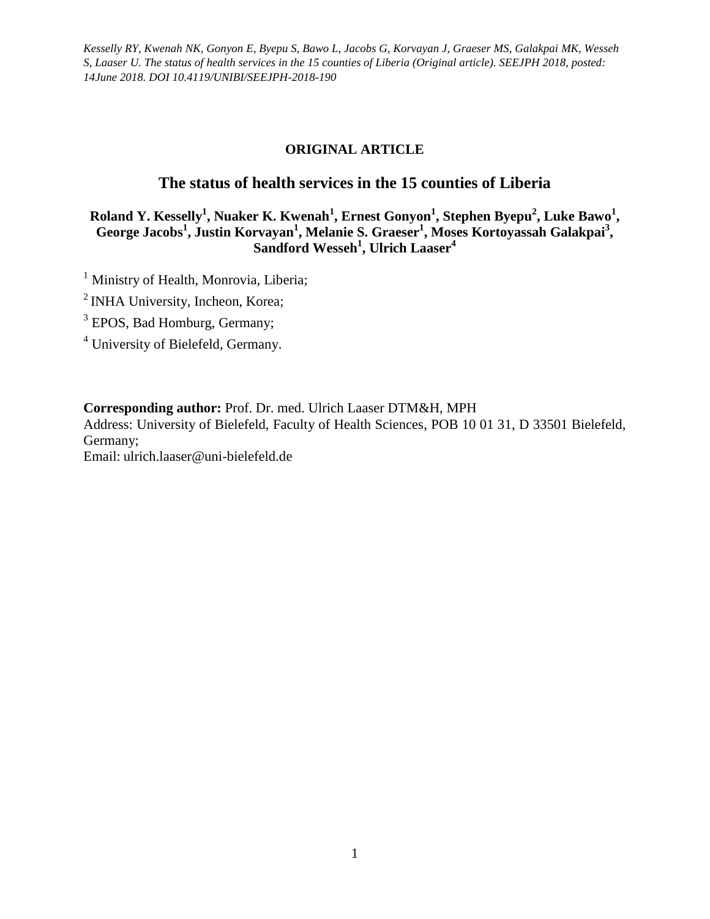*Kesselly RY, Kwenah NK, Gonyon E, Byepu S, Bawo L, Jacobs G, Korvayan J, Graeser MS, Galakpai MK, Wesseh S, Laaser U. The status of health services in the 15 counties of Liberia (Original article). SEEJPH 2018, posted: 14June 2018. DOI 10.4119/UNIBI/SEEJPH-2018-190*

**ORIGINAL ARTICLE**

# The status of health services in the 15 counties of Liberia

**Roland Y. Kesselly[1], Nuaker K. Kwenah[1], Ernest Gonyon[1], Stephen Byepu[2], Luke Bawo[1], George Jacobs[1], Justin Korvayan[1], Melanie S. Graeser[1], Moses Kortoyassah Galakpai[3], Sandford Wesseh[1], Ulrich Laaser[4]**

[1] Ministry of Health, Monrovia, Liberia;

[2] INHA University, Incheon, Korea;

[3] EPOS, Bad Homburg, Germany;

[4] University of Bielefeld, Germany.

**Corresponding author:** Prof. Dr. med. Ulrich Laaser DTM&H, MPH
Address: University of Bielefeld, Faculty of Health Sciences, POB 10 01 31, D 33501 Bielefeld, Germany;
Email: ulrich.laaser@uni-bielefeld.de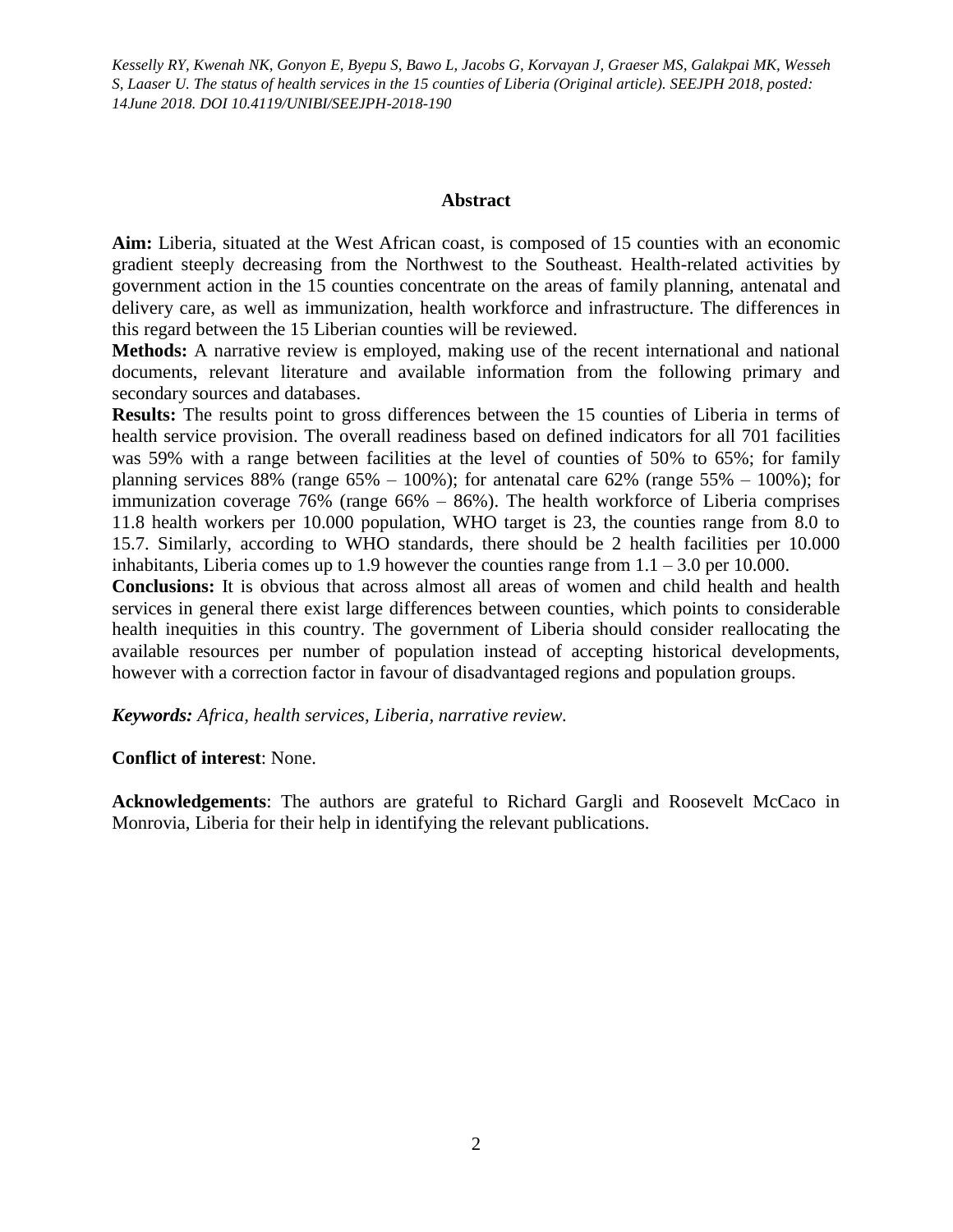## Abstract

**Aim:** Liberia, situated at the West African coast, is composed of 15 counties with an economic gradient steeply decreasing from the Northwest to the Southeast. Health-related activities by government action in the 15 counties concentrate on the areas of family planning, antenatal and delivery care, as well as immunization, health workforce and infrastructure. The differences in this regard between the 15 Liberian counties will be reviewed.

**Methods:** A narrative review is employed, making use of the recent international and national documents, relevant literature and available information from the following primary and secondary sources and databases.

**Results:** The results point to gross differences between the 15 counties of Liberia in terms of health service provision. The overall readiness based on defined indicators for all 701 facilities was 59% with a range between facilities at the level of counties of 50% to 65%; for family planning services 88% (range 65% – 100%); for antenatal care 62% (range 55% – 100%); for immunization coverage 76% (range 66% – 86%). The health workforce of Liberia comprises 11.8 health workers per 10.000 population, WHO target is 23, the counties range from 8.0 to 15.7. Similarly, according to WHO standards, there should be 2 health facilities per 10.000 inhabitants, Liberia comes up to 1.9 however the counties range from 1.1 – 3.0 per 10.000.

**Conclusions:** It is obvious that across almost all areas of women and child health and health services in general there exist large differences between counties, which points to considerable health inequities in this country. The government of Liberia should consider reallocating the available resources per number of population instead of accepting historical developments, however with a correction factor in favour of disadvantaged regions and population groups.

***Keywords:*** *Africa, health services, Liberia, narrative review.*

**Conflict of interest**: None.

**Acknowledgements**: The authors are grateful to Richard Gargli and Roosevelt McCaco in Monrovia, Liberia for their help in identifying the relevant publications.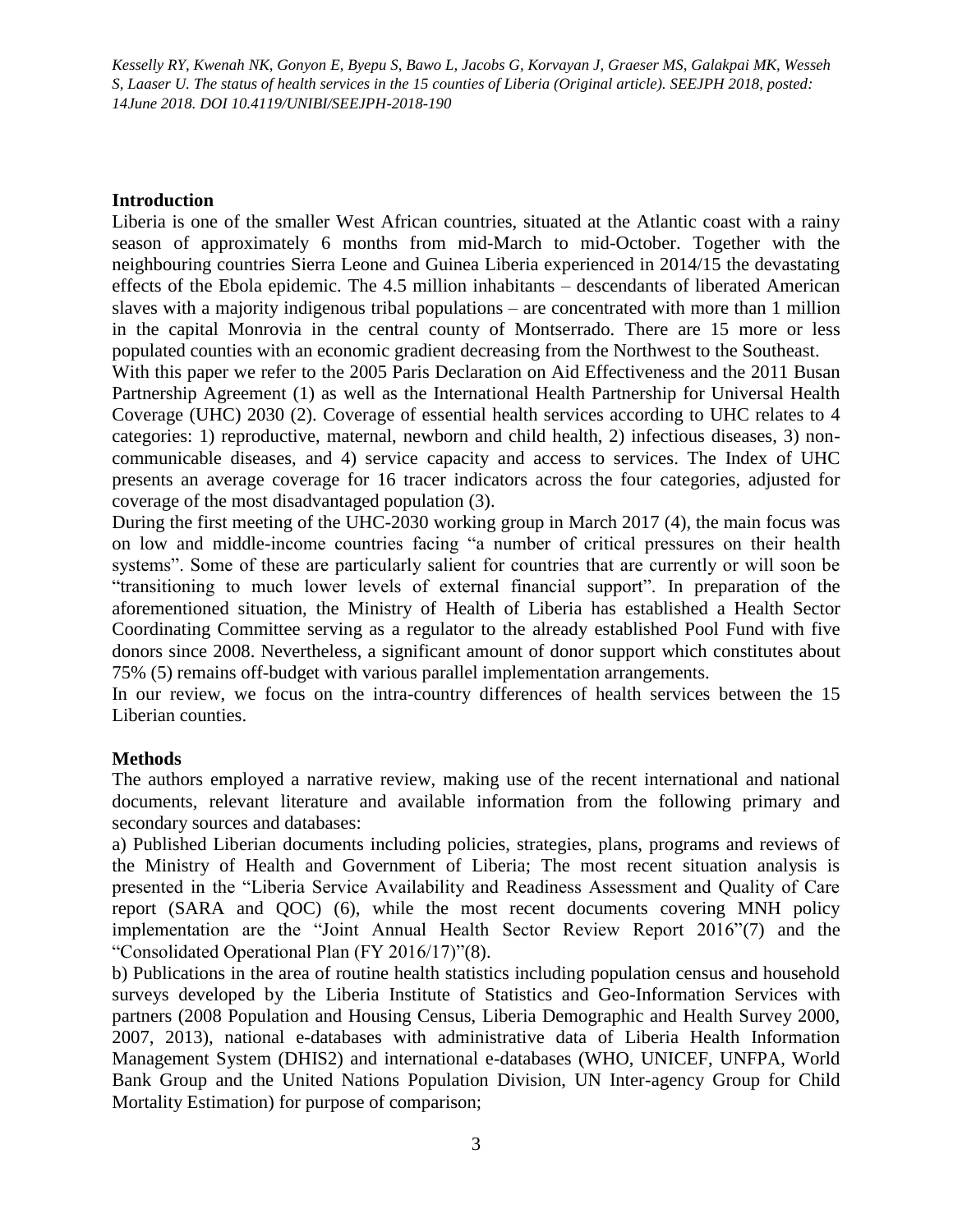## Introduction

Liberia is one of the smaller West African countries, situated at the Atlantic coast with a rainy season of approximately 6 months from mid-March to mid-October. Together with the neighbouring countries Sierra Leone and Guinea Liberia experienced in 2014/15 the devastating effects of the Ebola epidemic. The 4.5 million inhabitants – descendants of liberated American slaves with a majority indigenous tribal populations – are concentrated with more than 1 million in the capital Monrovia in the central county of Montserrado. There are 15 more or less populated counties with an economic gradient decreasing from the Northwest to the Southeast.

With this paper we refer to the 2005 Paris Declaration on Aid Effectiveness and the 2011 Busan Partnership Agreement (1) as well as the International Health Partnership for Universal Health Coverage (UHC) 2030 (2). Coverage of essential health services according to UHC relates to 4 categories: 1) reproductive, maternal, newborn and child health, 2) infectious diseases, 3) non-communicable diseases, and 4) service capacity and access to services. The Index of UHC presents an average coverage for 16 tracer indicators across the four categories, adjusted for coverage of the most disadvantaged population (3).

During the first meeting of the UHC-2030 working group in March 2017 (4), the main focus was on low and middle-income countries facing "a number of critical pressures on their health systems". Some of these are particularly salient for countries that are currently or will soon be "transitioning to much lower levels of external financial support". In preparation of the aforementioned situation, the Ministry of Health of Liberia has established a Health Sector Coordinating Committee serving as a regulator to the already established Pool Fund with five donors since 2008. Nevertheless, a significant amount of donor support which constitutes about 75% (5) remains off-budget with various parallel implementation arrangements.

In our review, we focus on the intra-country differences of health services between the 15 Liberian counties.

## Methods

The authors employed a narrative review, making use of the recent international and national documents, relevant literature and available information from the following primary and secondary sources and databases:

a) Published Liberian documents including policies, strategies, plans, programs and reviews of the Ministry of Health and Government of Liberia; The most recent situation analysis is presented in the "Liberia Service Availability and Readiness Assessment and Quality of Care report (SARA and QOC) (6), while the most recent documents covering MNH policy implementation are the "Joint Annual Health Sector Review Report 2016"(7) and the "Consolidated Operational Plan (FY 2016/17)"(8).

b) Publications in the area of routine health statistics including population census and household surveys developed by the Liberia Institute of Statistics and Geo-Information Services with partners (2008 Population and Housing Census, Liberia Demographic and Health Survey 2000, 2007, 2013), national e-databases with administrative data of Liberia Health Information Management System (DHIS2) and international e-databases (WHO, UNICEF, UNFPA, World Bank Group and the United Nations Population Division, UN Inter-agency Group for Child Mortality Estimation) for purpose of comparison;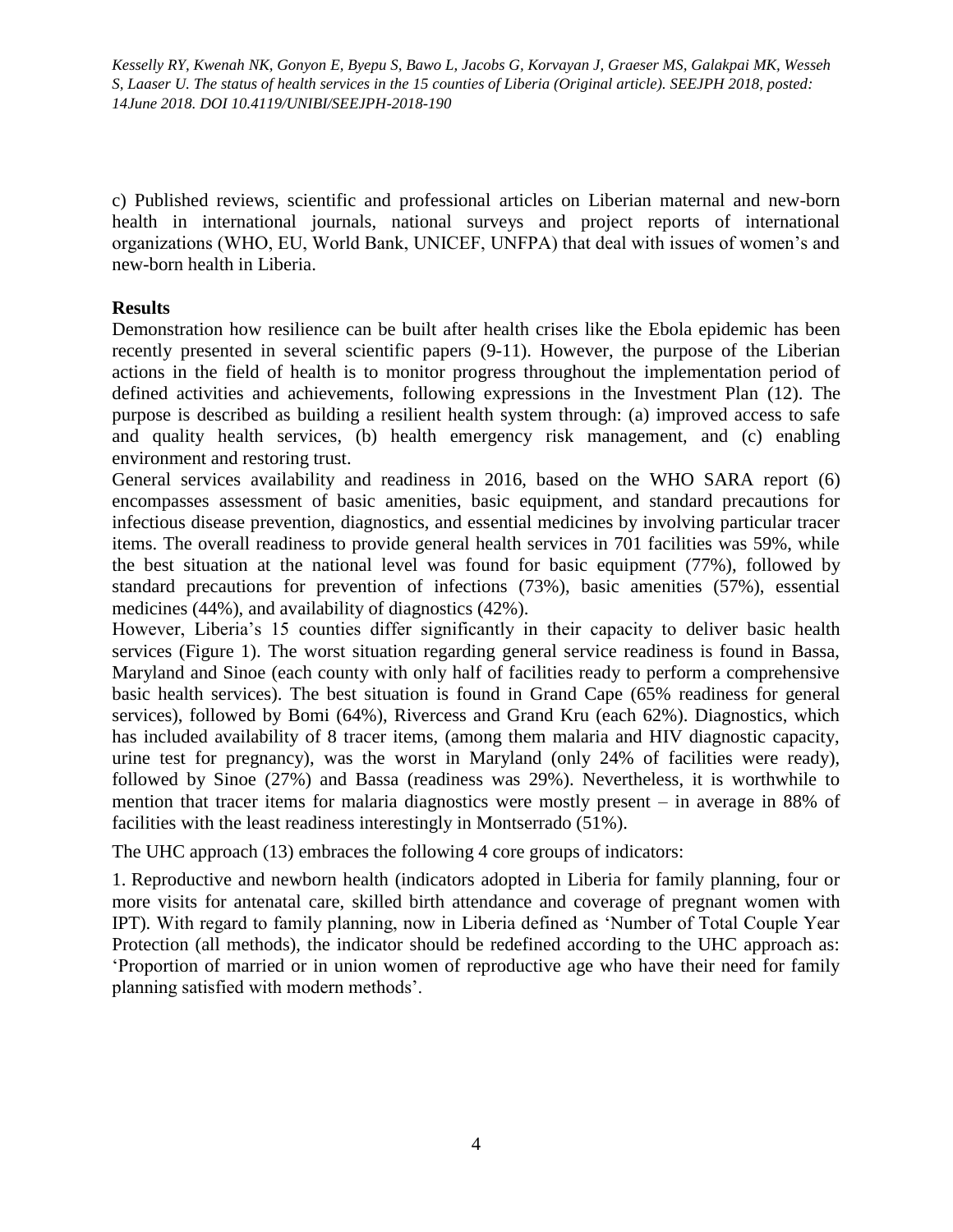c) Published reviews, scientific and professional articles on Liberian maternal and new-born health in international journals, national surveys and project reports of international organizations (WHO, EU, World Bank, UNICEF, UNFPA) that deal with issues of women's and new-born health in Liberia.

## Results

Demonstration how resilience can be built after health crises like the Ebola epidemic has been recently presented in several scientific papers (9-11). However, the purpose of the Liberian actions in the field of health is to monitor progress throughout the implementation period of defined activities and achievements, following expressions in the Investment Plan (12). The purpose is described as building a resilient health system through: (a) improved access to safe and quality health services, (b) health emergency risk management, and (c) enabling environment and restoring trust.

General services availability and readiness in 2016, based on the WHO SARA report (6) encompasses assessment of basic amenities, basic equipment, and standard precautions for infectious disease prevention, diagnostics, and essential medicines by involving particular tracer items. The overall readiness to provide general health services in 701 facilities was 59%, while the best situation at the national level was found for basic equipment (77%), followed by standard precautions for prevention of infections (73%), basic amenities (57%), essential medicines (44%), and availability of diagnostics (42%).

However, Liberia's 15 counties differ significantly in their capacity to deliver basic health services (Figure 1). The worst situation regarding general service readiness is found in Bassa, Maryland and Sinoe (each county with only half of facilities ready to perform a comprehensive basic health services). The best situation is found in Grand Cape (65% readiness for general services), followed by Bomi (64%), Rivercess and Grand Kru (each 62%). Diagnostics, which has included availability of 8 tracer items, (among them malaria and HIV diagnostic capacity, urine test for pregnancy), was the worst in Maryland (only 24% of facilities were ready), followed by Sinoe (27%) and Bassa (readiness was 29%). Nevertheless, it is worthwhile to mention that tracer items for malaria diagnostics were mostly present – in average in 88% of facilities with the least readiness interestingly in Montserrado (51%).

The UHC approach (13) embraces the following 4 core groups of indicators:

1. Reproductive and newborn health (indicators adopted in Liberia for family planning, four or more visits for antenatal care, skilled birth attendance and coverage of pregnant women with IPT). With regard to family planning, now in Liberia defined as 'Number of Total Couple Year Protection (all methods), the indicator should be redefined according to the UHC approach as: 'Proportion of married or in union women of reproductive age who have their need for family planning satisfied with modern methods'.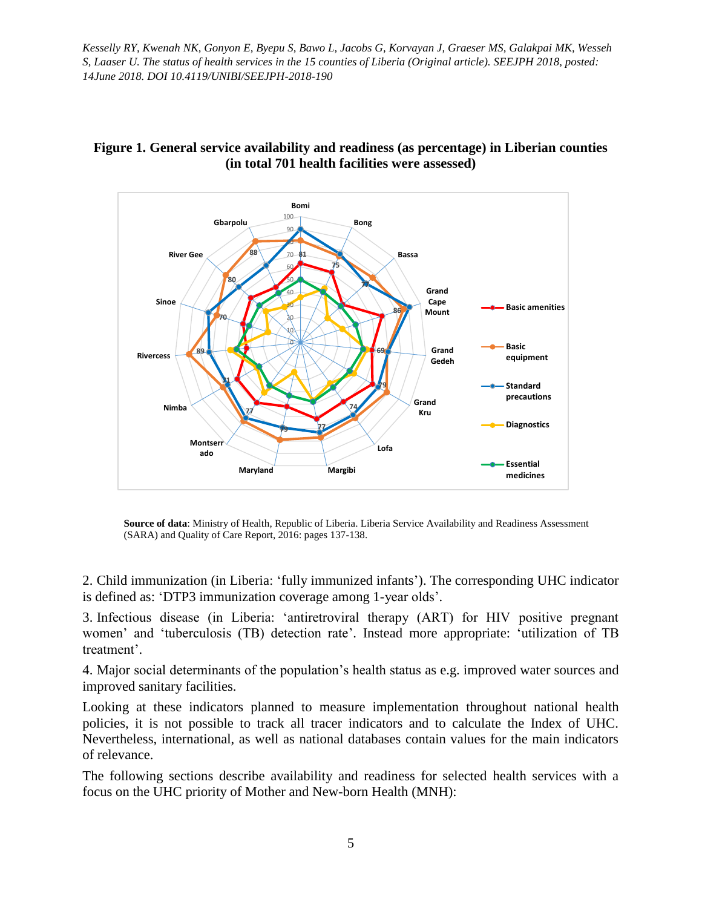**Figure 1. General service availability and readiness (as percentage) in Liberian counties (in total 701 health facilities were assessed)**

**Source of data**: Ministry of Health, Republic of Liberia. Liberia Service Availability and Readiness Assessment (SARA) and Quality of Care Report, 2016: pages 137-138.

2. Child immunization (in Liberia: 'fully immunized infants'). The corresponding UHC indicator is defined as: 'DTP3 immunization coverage among 1-year olds'.

3. Infectious disease (in Liberia: 'antiretroviral therapy (ART) for HIV positive pregnant women' and 'tuberculosis (TB) detection rate'. Instead more appropriate: 'utilization of TB treatment'.

4. Major social determinants of the population's health status as e.g. improved water sources and improved sanitary facilities.

Looking at these indicators planned to measure implementation throughout national health policies, it is not possible to track all tracer indicators and to calculate the Index of UHC. Nevertheless, international, as well as national databases contain values for the main indicators of relevance.

The following sections describe availability and readiness for selected health services with a focus on the UHC priority of Mother and New-born Health (MNH):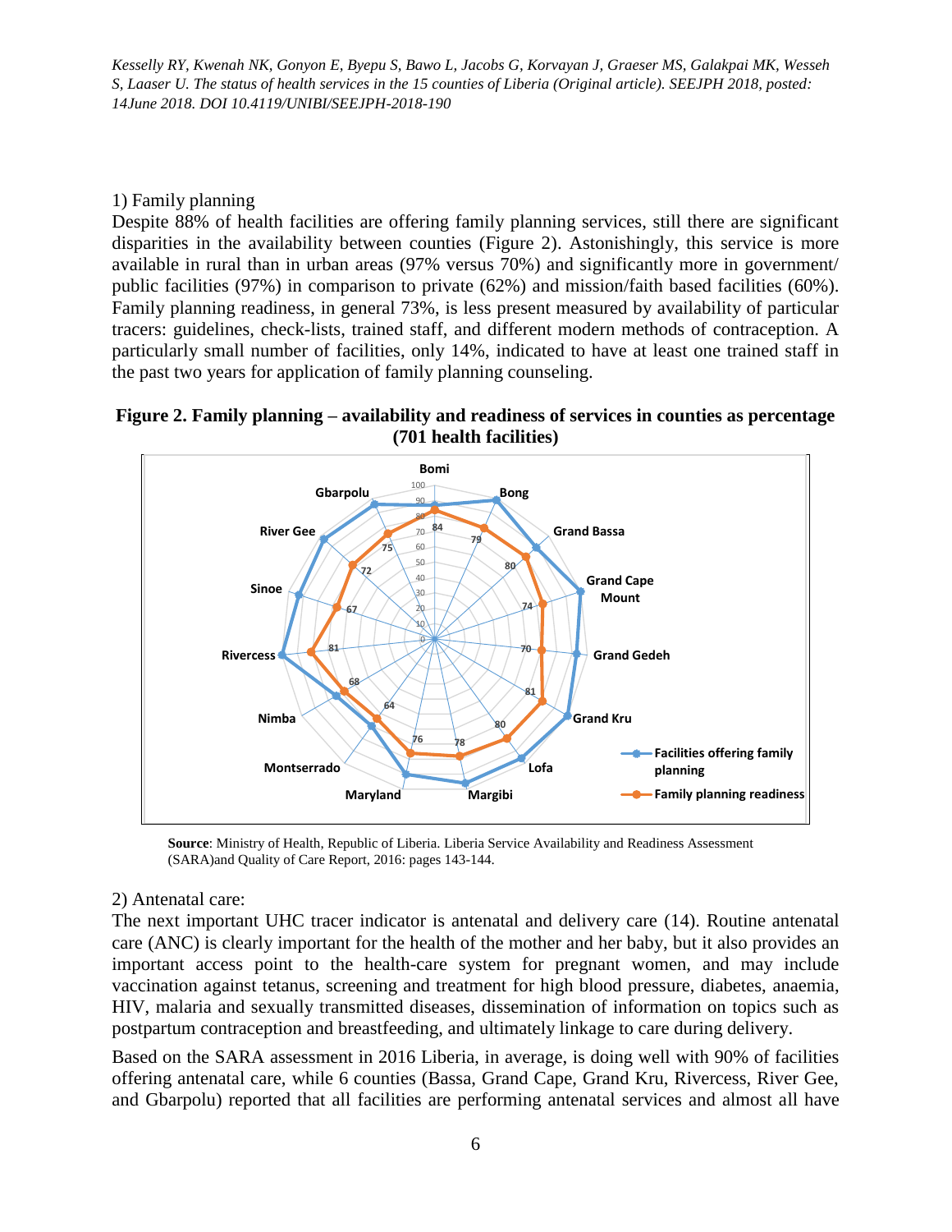1) Family planning

Despite 88% of health facilities are offering family planning services, still there are significant disparities in the availability between counties (Figure 2). Astonishingly, this service is more available in rural than in urban areas (97% versus 70%) and significantly more in government/ public facilities (97%) in comparison to private (62%) and mission/faith based facilities (60%). Family planning readiness, in general 73%, is less present measured by availability of particular tracers: guidelines, check-lists, trained staff, and different modern methods of contraception. A particularly small number of facilities, only 14%, indicated to have at least one trained staff in the past two years for application of family planning counseling.

**Figure 2. Family planning – availability and readiness of services in counties as percentage (701 health facilities)**

**Source**: Ministry of Health, Republic of Liberia. Liberia Service Availability and Readiness Assessment (SARA)and Quality of Care Report, 2016: pages 143-144.

2) Antenatal care:

The next important UHC tracer indicator is antenatal and delivery care (14). Routine antenatal care (ANC) is clearly important for the health of the mother and her baby, but it also provides an important access point to the health-care system for pregnant women, and may include vaccination against tetanus, screening and treatment for high blood pressure, diabetes, anaemia, HIV, malaria and sexually transmitted diseases, dissemination of information on topics such as postpartum contraception and breastfeeding, and ultimately linkage to care during delivery.

Based on the SARA assessment in 2016 Liberia, in average, is doing well with 90% of facilities offering antenatal care, while 6 counties (Bassa, Grand Cape, Grand Kru, Rivercess, River Gee, and Gbarpolu) reported that all facilities are performing antenatal services and almost all have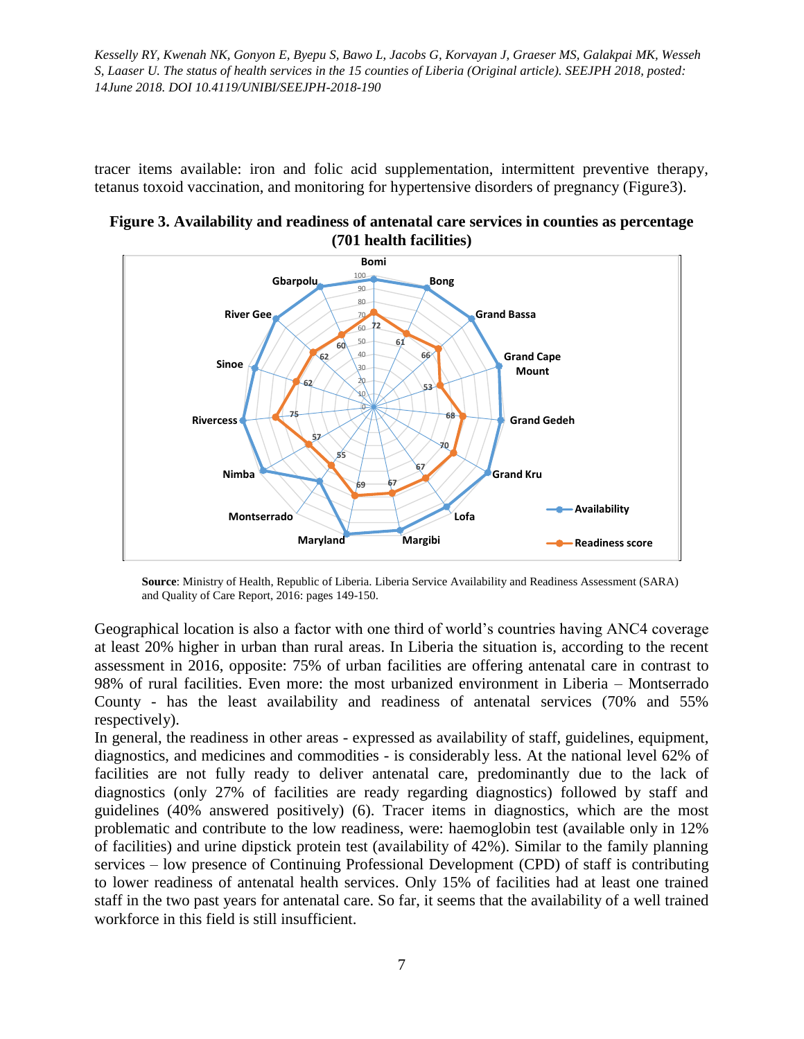tracer items available: iron and folic acid supplementation, intermittent preventive therapy, tetanus toxoid vaccination, and monitoring for hypertensive disorders of pregnancy (Figure3).

**Figure 3. Availability and readiness of antenatal care services in counties as percentage (701 health facilities)**

**Source**: Ministry of Health, Republic of Liberia. Liberia Service Availability and Readiness Assessment (SARA) and Quality of Care Report, 2016: pages 149-150.

Geographical location is also a factor with one third of world's countries having ANC4 coverage at least 20% higher in urban than rural areas. In Liberia the situation is, according to the recent assessment in 2016, opposite: 75% of urban facilities are offering antenatal care in contrast to 98% of rural facilities. Even more: the most urbanized environment in Liberia – Montserrado County - has the least availability and readiness of antenatal services (70% and 55% respectively).

In general, the readiness in other areas - expressed as availability of staff, guidelines, equipment, diagnostics, and medicines and commodities - is considerably less. At the national level 62% of facilities are not fully ready to deliver antenatal care, predominantly due to the lack of diagnostics (only 27% of facilities are ready regarding diagnostics) followed by staff and guidelines (40% answered positively) (6). Tracer items in diagnostics, which are the most problematic and contribute to the low readiness, were: haemoglobin test (available only in 12% of facilities) and urine dipstick protein test (availability of 42%). Similar to the family planning services – low presence of Continuing Professional Development (CPD) of staff is contributing to lower readiness of antenatal health services. Only 15% of facilities had at least one trained staff in the two past years for antenatal care. So far, it seems that the availability of a well trained workforce in this field is still insufficient.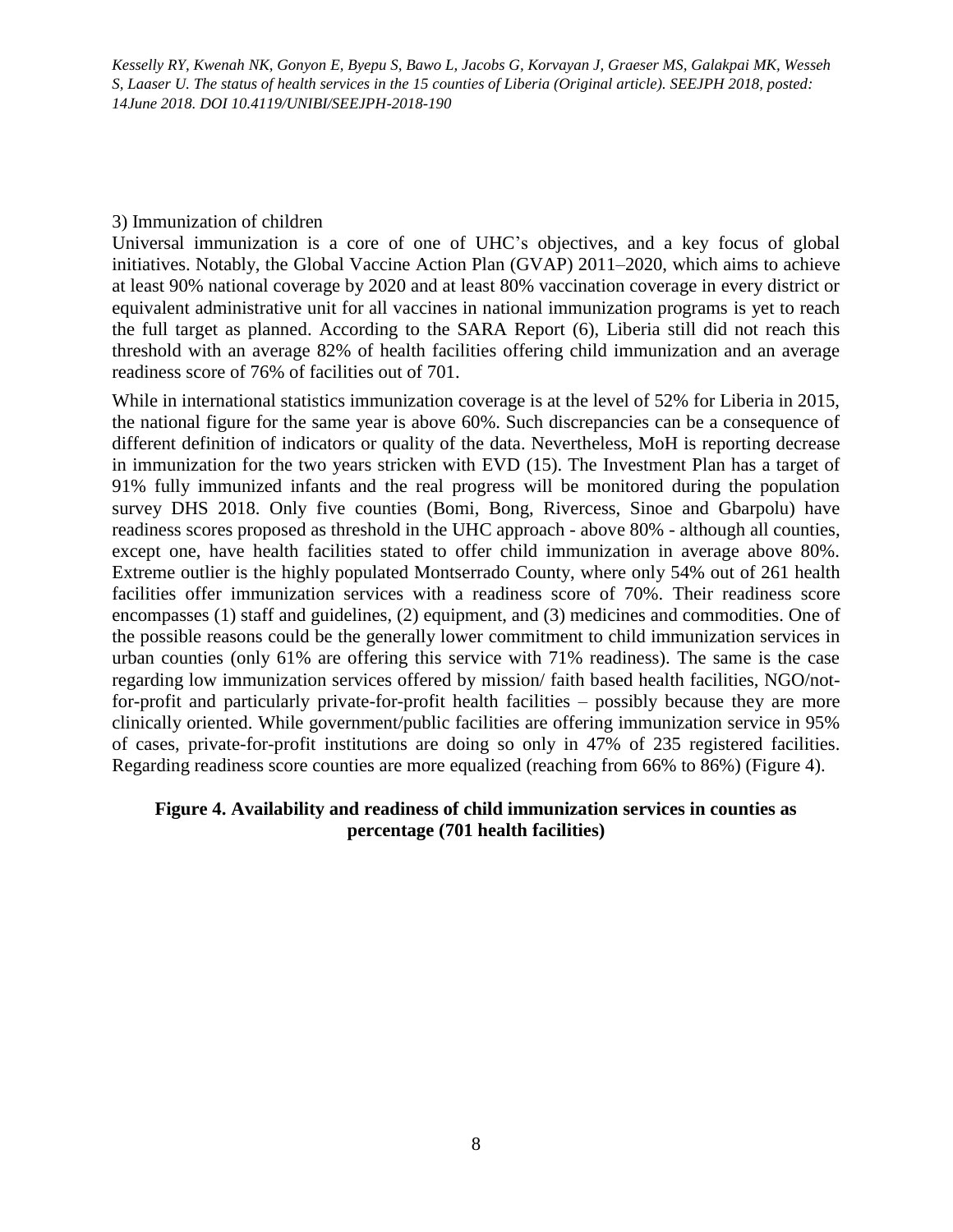3) Immunization of children

Universal immunization is a core of one of UHC's objectives, and a key focus of global initiatives. Notably, the Global Vaccine Action Plan (GVAP) 2011–2020, which aims to achieve at least 90% national coverage by 2020 and at least 80% vaccination coverage in every district or equivalent administrative unit for all vaccines in national immunization programs is yet to reach the full target as planned. According to the SARA Report (6), Liberia still did not reach this threshold with an average 82% of health facilities offering child immunization and an average readiness score of 76% of facilities out of 701.

While in international statistics immunization coverage is at the level of 52% for Liberia in 2015, the national figure for the same year is above 60%. Such discrepancies can be a consequence of different definition of indicators or quality of the data. Nevertheless, MoH is reporting decrease in immunization for the two years stricken with EVD (15). The Investment Plan has a target of 91% fully immunized infants and the real progress will be monitored during the population survey DHS 2018. Only five counties (Bomi, Bong, Rivercess, Sinoe and Gbarpolu) have readiness scores proposed as threshold in the UHC approach - above 80% - although all counties, except one, have health facilities stated to offer child immunization in average above 80%. Extreme outlier is the highly populated Montserrado County, where only 54% out of 261 health facilities offer immunization services with a readiness score of 70%. Their readiness score encompasses (1) staff and guidelines, (2) equipment, and (3) medicines and commodities. One of the possible reasons could be the generally lower commitment to child immunization services in urban counties (only 61% are offering this service with 71% readiness). The same is the case regarding low immunization services offered by mission/ faith based health facilities, NGO/not-for-profit and particularly private-for-profit health facilities – possibly because they are more clinically oriented. While government/public facilities are offering immunization service in 95% of cases, private-for-profit institutions are doing so only in 47% of 235 registered facilities. Regarding readiness score counties are more equalized (reaching from 66% to 86%) (Figure 4).

**Figure 4. Availability and readiness of child immunization services in counties as percentage (701 health facilities)**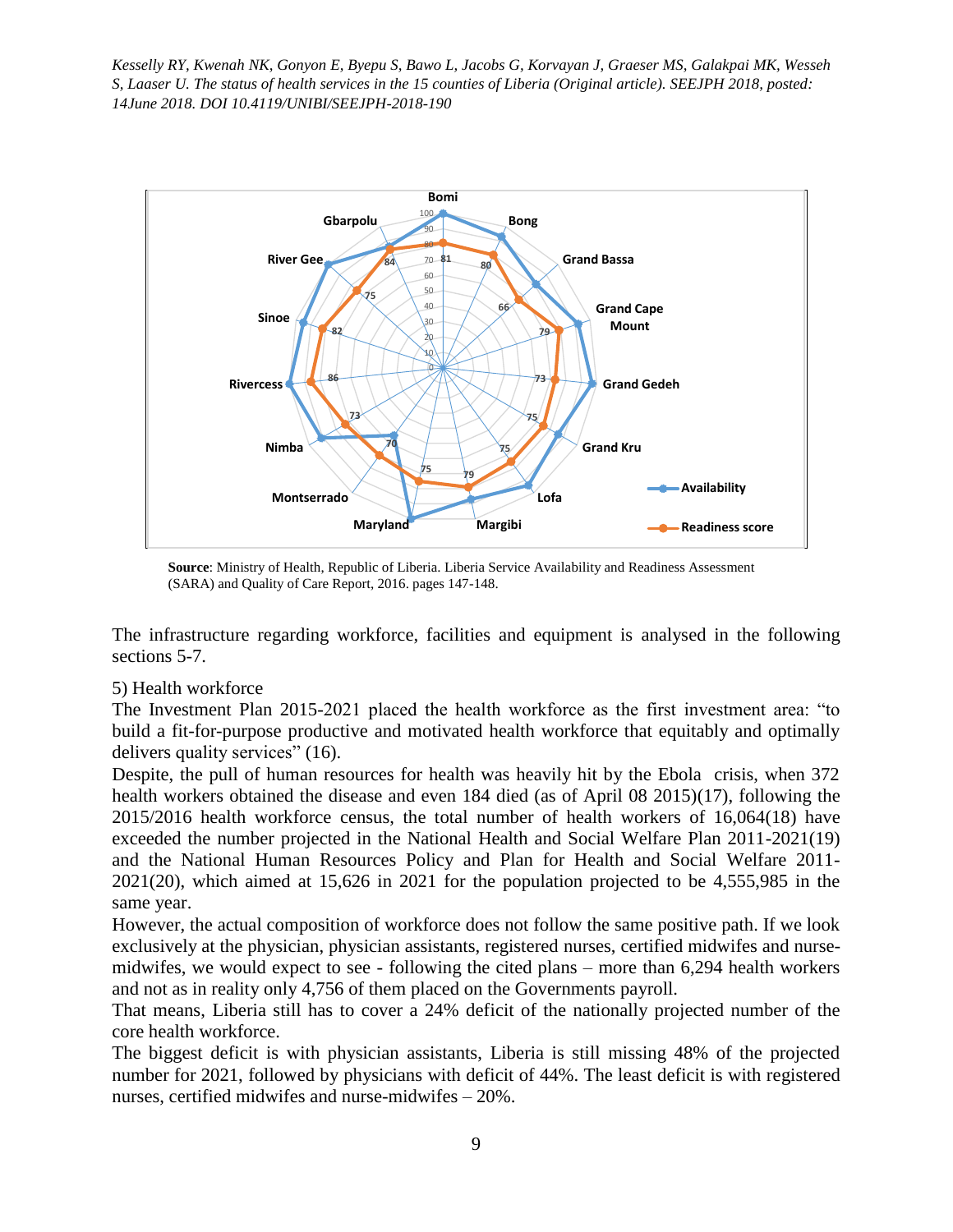**Source**: Ministry of Health, Republic of Liberia. Liberia Service Availability and Readiness Assessment (SARA) and Quality of Care Report, 2016. pages 147-148.

The infrastructure regarding workforce, facilities and equipment is analysed in the following sections 5-7.

5) Health workforce

The Investment Plan 2015-2021 placed the health workforce as the first investment area: "to build a fit-for-purpose productive and motivated health workforce that equitably and optimally delivers quality services" (16).

Despite, the pull of human resources for health was heavily hit by the Ebola crisis, when 372 health workers obtained the disease and even 184 died (as of April 08 2015)(17), following the 2015/2016 health workforce census, the total number of health workers of 16,064(18) have exceeded the number projected in the National Health and Social Welfare Plan 2011-2021(19) and the National Human Resources Policy and Plan for Health and Social Welfare 2011-2021(20), which aimed at 15,626 in 2021 for the population projected to be 4,555,985 in the same year.

However, the actual composition of workforce does not follow the same positive path. If we look exclusively at the physician, physician assistants, registered nurses, certified midwifes and nurse-midwifes, we would expect to see - following the cited plans – more than 6,294 health workers and not as in reality only 4,756 of them placed on the Governments payroll.

That means, Liberia still has to cover a 24% deficit of the nationally projected number of the core health workforce.

The biggest deficit is with physician assistants, Liberia is still missing 48% of the projected number for 2021, followed by physicians with deficit of 44%. The least deficit is with registered nurses, certified midwifes and nurse-midwifes – 20%.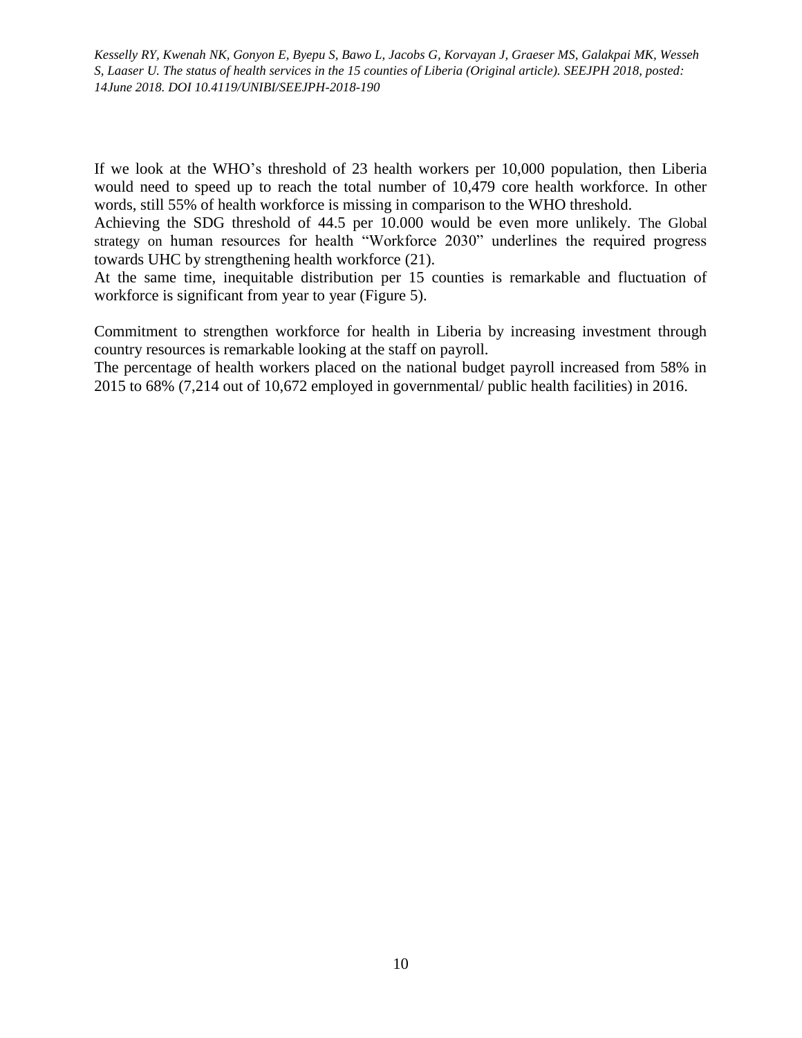If we look at the WHO's threshold of 23 health workers per 10,000 population, then Liberia would need to speed up to reach the total number of 10,479 core health workforce. In other words, still 55% of health workforce is missing in comparison to the WHO threshold.

Achieving the SDG threshold of 44.5 per 10.000 would be even more unlikely. The Global strategy on human resources for health "Workforce 2030" underlines the required progress towards UHC by strengthening health workforce (21).

At the same time, inequitable distribution per 15 counties is remarkable and fluctuation of workforce is significant from year to year (Figure 5).

Commitment to strengthen workforce for health in Liberia by increasing investment through country resources is remarkable looking at the staff on payroll.

The percentage of health workers placed on the national budget payroll increased from 58% in 2015 to 68% (7,214 out of 10,672 employed in governmental/ public health facilities) in 2016.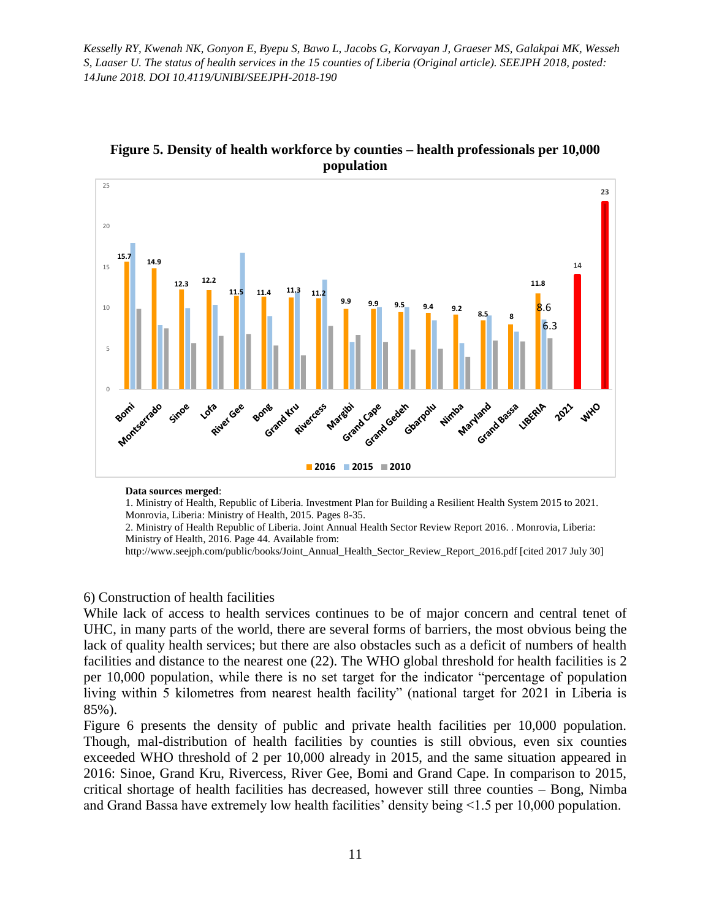**Figure 5. Density of health workforce by counties – health professionals per 10,000 population**

**Data sources merged**:

1. Ministry of Health, Republic of Liberia. Investment Plan for Building a Resilient Health System 2015 to 2021. Monrovia, Liberia: Ministry of Health, 2015. Pages 8-35.
2. Ministry of Health Republic of Liberia. Joint Annual Health Sector Review Report 2016. . Monrovia, Liberia: Ministry of Health, 2016. Page 44. Available from: http://www.seejph.com/public/books/Joint_Annual_Health_Sector_Review_Report_2016.pdf [cited 2017 July 30]

6) Construction of health facilities

While lack of access to health services continues to be of major concern and central tenet of UHC, in many parts of the world, there are several forms of barriers, the most obvious being the lack of quality health services; but there are also obstacles such as a deficit of numbers of health facilities and distance to the nearest one (22). The WHO global threshold for health facilities is 2 per 10,000 population, while there is no set target for the indicator "percentage of population living within 5 kilometres from nearest health facility" (national target for 2021 in Liberia is 85%).

Figure 6 presents the density of public and private health facilities per 10,000 population. Though, mal-distribution of health facilities by counties is still obvious, even six counties exceeded WHO threshold of 2 per 10,000 already in 2015, and the same situation appeared in 2016: Sinoe, Grand Kru, Rivercess, River Gee, Bomi and Grand Cape. In comparison to 2015, critical shortage of health facilities has decreased, however still three counties – Bong, Nimba and Grand Bassa have extremely low health facilities' density being <1.5 per 10,000 population.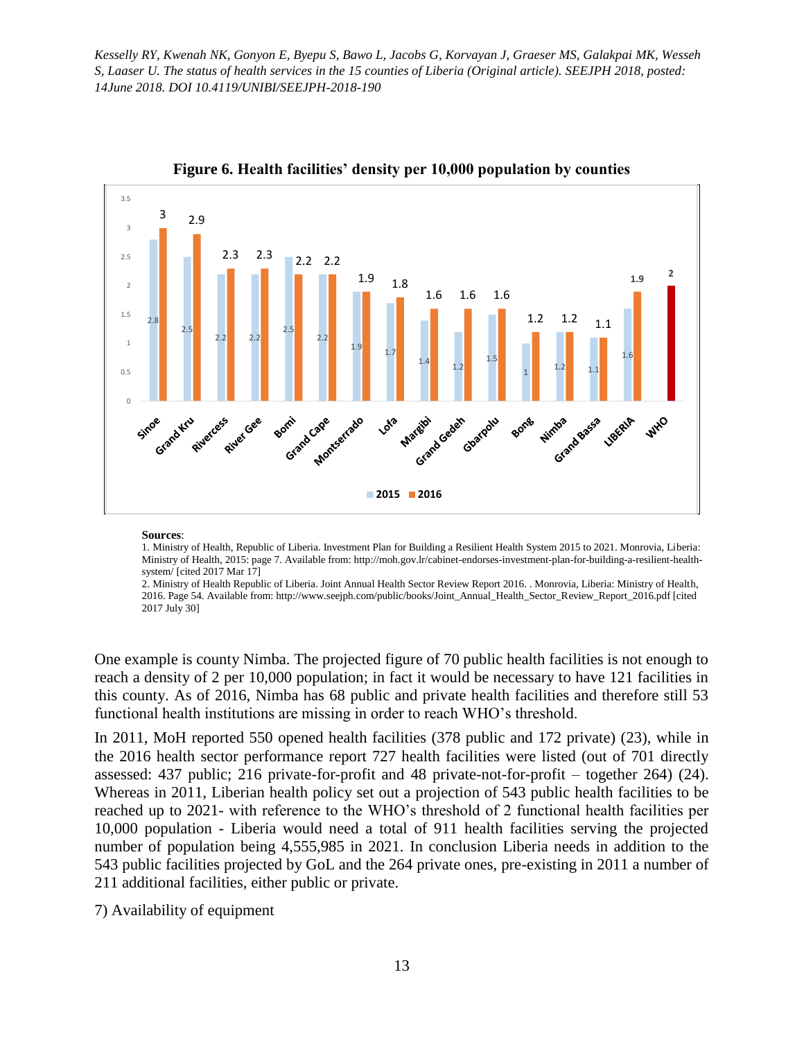**Figure 6. Health facilities' density per 10,000 population by counties**

| County | 2015 | 2016 |
|---|---|---|
| Sinoe | 2.8 | 3 |
| Grand Kru | 2.5 | 2.9 |
| Rivercess | 2.2 | 2.3 |
| River Gee | 2.2 | 2.3 |
| Bomi | 2.5 | 2.2 |
| Grand Cape | 2.2 | 2.2 |
| Montserrado | 1.9 | 1.9 |
| Lofa | 1.7 | 1.8 |
| Margibi | 1.4 | 1.6 |
| Grand Gedeh | 1.2 | 1.6 |
| Gbarpolu | 1.5 | 1.6 |
| Bong | 1 | 1.2 |
| Nimba | 1.2 | 1.2 |
| Grand Bassa | 1.1 | 1.1 |
| LIBERIA | 1.6 | 1.9 |
| WHO | | 2 |

**Sources**:

1. Ministry of Health, Republic of Liberia. Investment Plan for Building a Resilient Health System 2015 to 2021. Monrovia, Liberia: Ministry of Health, 2015: page 7. Available from: http://moh.gov.lr/cabinet-endorses-investment-plan-for-building-a-resilient-health-system/ [cited 2017 Mar 17]
2. Ministry of Health Republic of Liberia. Joint Annual Health Sector Review Report 2016. . Monrovia, Liberia: Ministry of Health, 2016. Page 54. Available from: http://www.seejph.com/public/books/Joint_Annual_Health_Sector_Review_Report_2016.pdf [cited 2017 July 30]

One example is county Nimba. The projected figure of 70 public health facilities is not enough to reach a density of 2 per 10,000 population; in fact it would be necessary to have 121 facilities in this county. As of 2016, Nimba has 68 public and private health facilities and therefore still 53 functional health institutions are missing in order to reach WHO's threshold.

In 2011, MoH reported 550 opened health facilities (378 public and 172 private) (23), while in the 2016 health sector performance report 727 health facilities were listed (out of 701 directly assessed: 437 public; 216 private-for-profit and 48 private-not-for-profit – together 264) (24). Whereas in 2011, Liberian health policy set out a projection of 543 public health facilities to be reached up to 2021- with reference to the WHO's threshold of 2 functional health facilities per 10,000 population - Liberia would need a total of 911 health facilities serving the projected number of population being 4,555,985 in 2021. In conclusion Liberia needs in addition to the 543 public facilities projected by GoL and the 264 private ones, pre-existing in 2011 a number of 211 additional facilities, either public or private.

7) Availability of equipment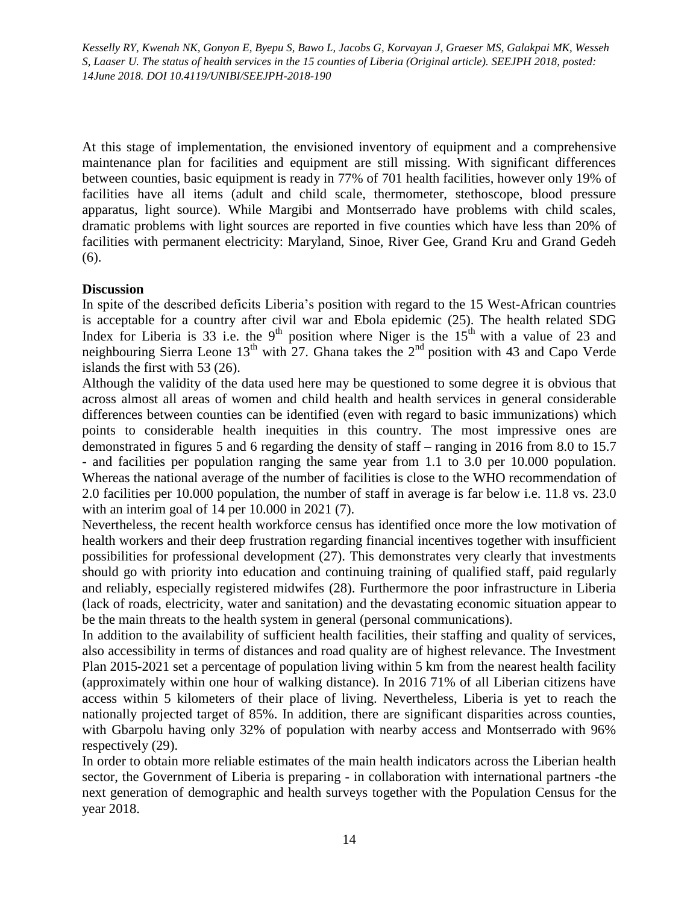At this stage of implementation, the envisioned inventory of equipment and a comprehensive maintenance plan for facilities and equipment are still missing. With significant differences between counties, basic equipment is ready in 77% of 701 health facilities, however only 19% of facilities have all items (adult and child scale, thermometer, stethoscope, blood pressure apparatus, light source). While Margibi and Montserrado have problems with child scales, dramatic problems with light sources are reported in five counties which have less than 20% of facilities with permanent electricity: Maryland, Sinoe, River Gee, Grand Kru and Grand Gedeh (6).

**Discussion**

In spite of the described deficits Liberia's position with regard to the 15 West-African countries is acceptable for a country after civil war and Ebola epidemic (25). The health related SDG Index for Liberia is 33 i.e. the 9th position where Niger is the 15th with a value of 23 and neighbouring Sierra Leone 13th with 27. Ghana takes the 2nd position with 43 and Capo Verde islands the first with 53 (26).

Although the validity of the data used here may be questioned to some degree it is obvious that across almost all areas of women and child health and health services in general considerable differences between counties can be identified (even with regard to basic immunizations) which points to considerable health inequities in this country. The most impressive ones are demonstrated in figures 5 and 6 regarding the density of staff – ranging in 2016 from 8.0 to 15.7 - and facilities per population ranging the same year from 1.1 to 3.0 per 10.000 population. Whereas the national average of the number of facilities is close to the WHO recommendation of 2.0 facilities per 10.000 population, the number of staff in average is far below i.e. 11.8 vs. 23.0 with an interim goal of 14 per 10.000 in 2021 (7).

Nevertheless, the recent health workforce census has identified once more the low motivation of health workers and their deep frustration regarding financial incentives together with insufficient possibilities for professional development (27). This demonstrates very clearly that investments should go with priority into education and continuing training of qualified staff, paid regularly and reliably, especially registered midwifes (28). Furthermore the poor infrastructure in Liberia (lack of roads, electricity, water and sanitation) and the devastating economic situation appear to be the main threats to the health system in general (personal communications).

In addition to the availability of sufficient health facilities, their staffing and quality of services, also accessibility in terms of distances and road quality are of highest relevance. The Investment Plan 2015-2021 set a percentage of population living within 5 km from the nearest health facility (approximately within one hour of walking distance). In 2016 71% of all Liberian citizens have access within 5 kilometers of their place of living. Nevertheless, Liberia is yet to reach the nationally projected target of 85%. In addition, there are significant disparities across counties, with Gbarpolu having only 32% of population with nearby access and Montserrado with 96% respectively (29).

In order to obtain more reliable estimates of the main health indicators across the Liberian health sector, the Government of Liberia is preparing - in collaboration with international partners -the next generation of demographic and health surveys together with the Population Census for the year 2018.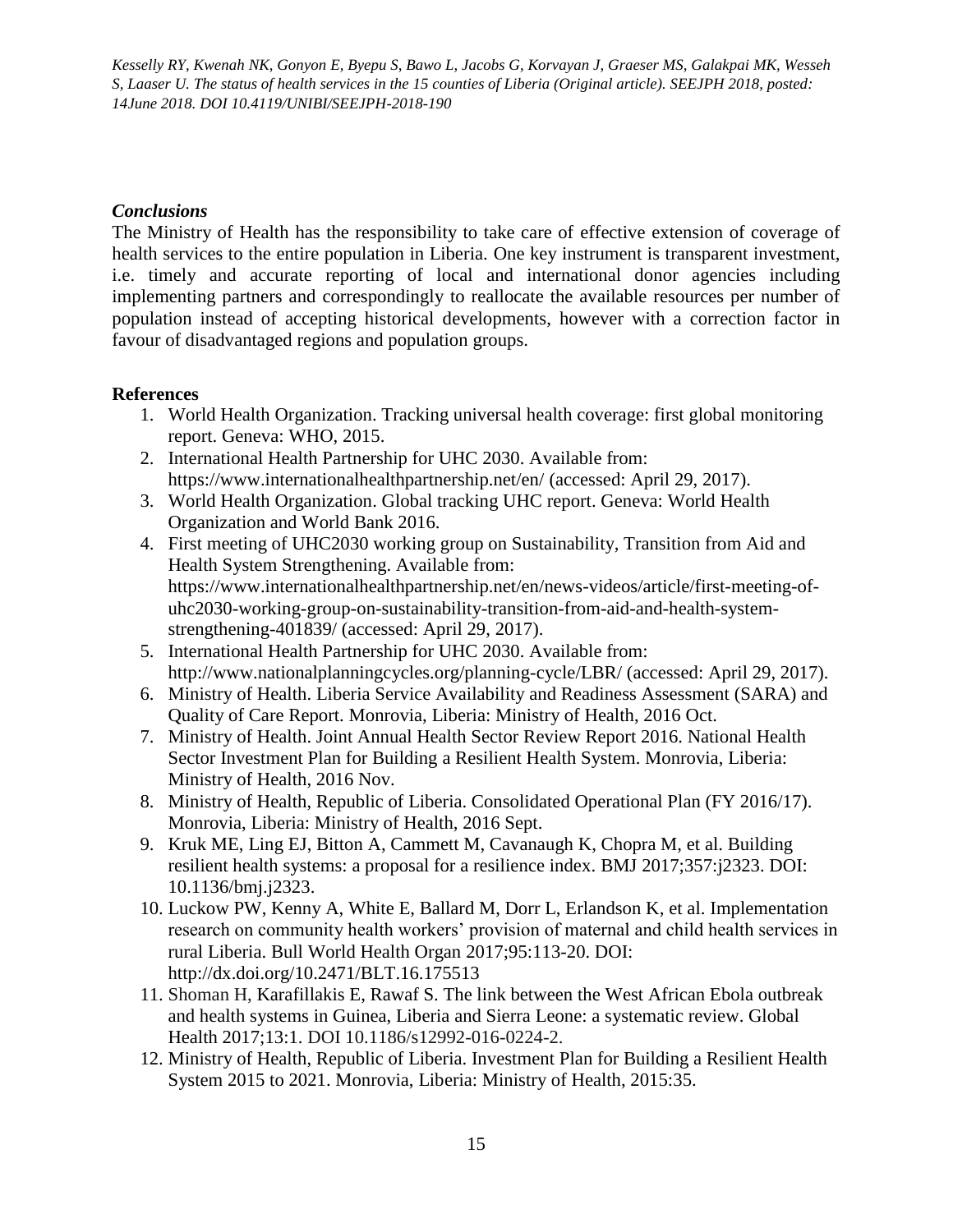### *Conclusions*

The Ministry of Health has the responsibility to take care of effective extension of coverage of health services to the entire population in Liberia. One key instrument is transparent investment, i.e. timely and accurate reporting of local and international donor agencies including implementing partners and correspondingly to reallocate the available resources per number of population instead of accepting historical developments, however with a correction factor in favour of disadvantaged regions and population groups.

### **References**

1. World Health Organization. Tracking universal health coverage: first global monitoring report. Geneva: WHO, 2015.
2. International Health Partnership for UHC 2030. Available from: https://www.internationalhealthpartnership.net/en/ (accessed: April 29, 2017).
3. World Health Organization. Global tracking UHC report. Geneva: World Health Organization and World Bank 2016.
4. First meeting of UHC2030 working group on Sustainability, Transition from Aid and Health System Strengthening. Available from: https://www.internationalhealthpartnership.net/en/news-videos/article/first-meeting-of-uhc2030-working-group-on-sustainability-transition-from-aid-and-health-system-strengthening-401839/ (accessed: April 29, 2017).
5. International Health Partnership for UHC 2030. Available from: http://www.nationalplanningcycles.org/planning-cycle/LBR/ (accessed: April 29, 2017).
6. Ministry of Health. Liberia Service Availability and Readiness Assessment (SARA) and Quality of Care Report. Monrovia, Liberia: Ministry of Health, 2016 Oct.
7. Ministry of Health. Joint Annual Health Sector Review Report 2016. National Health Sector Investment Plan for Building a Resilient Health System. Monrovia, Liberia: Ministry of Health, 2016 Nov.
8. Ministry of Health, Republic of Liberia. Consolidated Operational Plan (FY 2016/17). Monrovia, Liberia: Ministry of Health, 2016 Sept.
9. Kruk ME, Ling EJ, Bitton A, Cammett M, Cavanaugh K, Chopra M, et al. Building resilient health systems: a proposal for a resilience index. BMJ 2017;357:j2323. DOI: 10.1136/bmj.j2323.
10. Luckow PW, Kenny A, White E, Ballard M, Dorr L, Erlandson K, et al. Implementation research on community health workers' provision of maternal and child health services in rural Liberia. Bull World Health Organ 2017;95:113-20. DOI: http://dx.doi.org/10.2471/BLT.16.175513
11. Shoman H, Karafillakis E, Rawaf S. The link between the West African Ebola outbreak and health systems in Guinea, Liberia and Sierra Leone: a systematic review. Global Health 2017;13:1. DOI 10.1186/s12992-016-0224-2.
12. Ministry of Health, Republic of Liberia. Investment Plan for Building a Resilient Health System 2015 to 2021. Monrovia, Liberia: Ministry of Health, 2015:35.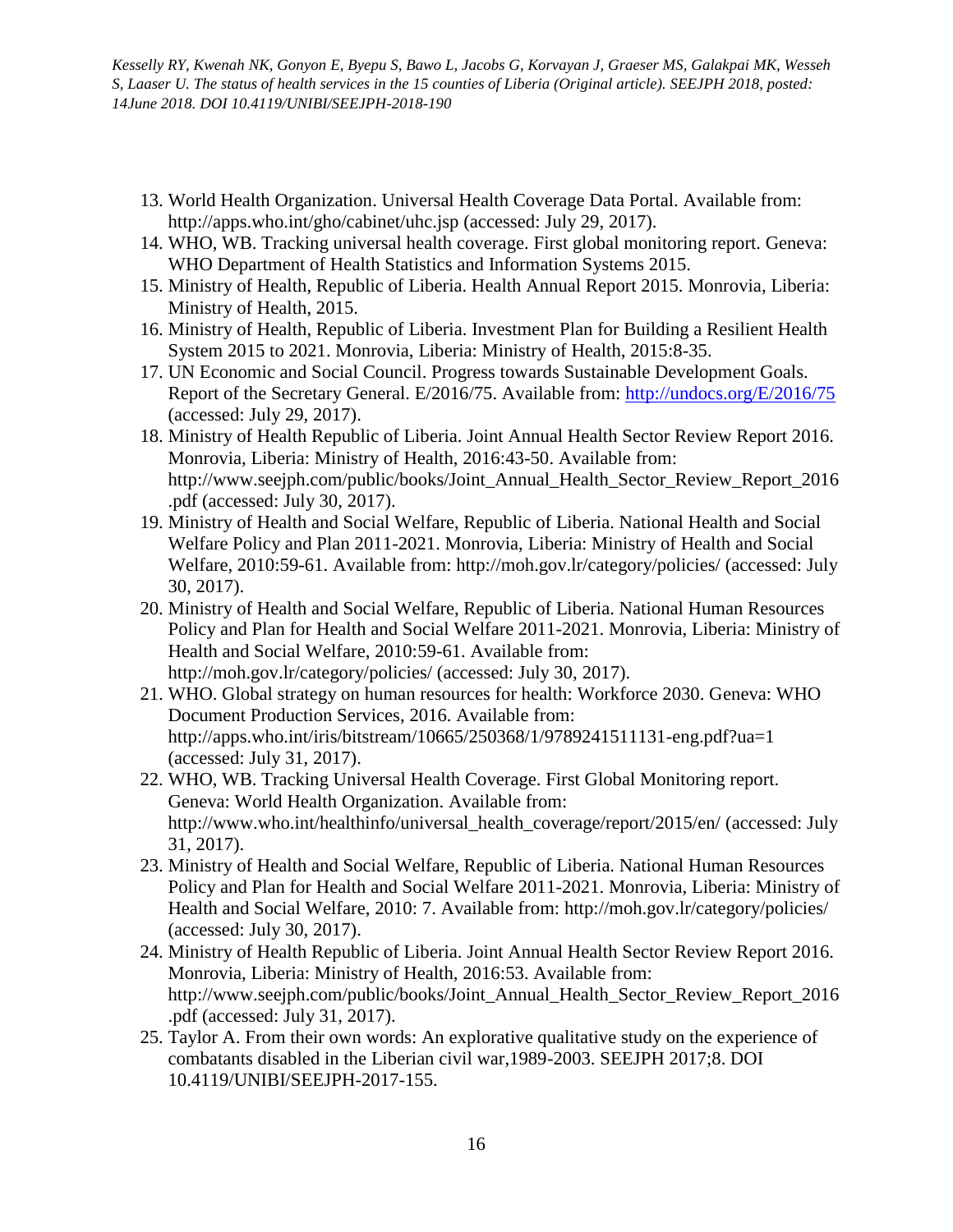13. World Health Organization. Universal Health Coverage Data Portal. Available from: http://apps.who.int/gho/cabinet/uhc.jsp (accessed: July 29, 2017).
14. WHO, WB. Tracking universal health coverage. First global monitoring report. Geneva: WHO Department of Health Statistics and Information Systems 2015.
15. Ministry of Health, Republic of Liberia. Health Annual Report 2015. Monrovia, Liberia: Ministry of Health, 2015.
16. Ministry of Health, Republic of Liberia. Investment Plan for Building a Resilient Health System 2015 to 2021. Monrovia, Liberia: Ministry of Health, 2015:8-35.
17. UN Economic and Social Council. Progress towards Sustainable Development Goals. Report of the Secretary General. E/2016/75. Available from: http://undocs.org/E/2016/75 (accessed: July 29, 2017).
18. Ministry of Health Republic of Liberia. Joint Annual Health Sector Review Report 2016. Monrovia, Liberia: Ministry of Health, 2016:43-50. Available from: http://www.seejph.com/public/books/Joint_Annual_Health_Sector_Review_Report_2016.pdf (accessed: July 30, 2017).
19. Ministry of Health and Social Welfare, Republic of Liberia. National Health and Social Welfare Policy and Plan 2011-2021. Monrovia, Liberia: Ministry of Health and Social Welfare, 2010:59-61. Available from: http://moh.gov.lr/category/policies/ (accessed: July 30, 2017).
20. Ministry of Health and Social Welfare, Republic of Liberia. National Human Resources Policy and Plan for Health and Social Welfare 2011-2021. Monrovia, Liberia: Ministry of Health and Social Welfare, 2010:59-61. Available from: http://moh.gov.lr/category/policies/ (accessed: July 30, 2017).
21. WHO. Global strategy on human resources for health: Workforce 2030. Geneva: WHO Document Production Services, 2016. Available from: http://apps.who.int/iris/bitstream/10665/250368/1/9789241511131-eng.pdf?ua=1 (accessed: July 31, 2017).
22. WHO, WB. Tracking Universal Health Coverage. First Global Monitoring report. Geneva: World Health Organization. Available from: http://www.who.int/healthinfo/universal_health_coverage/report/2015/en/ (accessed: July 31, 2017).
23. Ministry of Health and Social Welfare, Republic of Liberia. National Human Resources Policy and Plan for Health and Social Welfare 2011-2021. Monrovia, Liberia: Ministry of Health and Social Welfare, 2010: 7. Available from: http://moh.gov.lr/category/policies/ (accessed: July 30, 2017).
24. Ministry of Health Republic of Liberia. Joint Annual Health Sector Review Report 2016. Monrovia, Liberia: Ministry of Health, 2016:53. Available from: http://www.seejph.com/public/books/Joint_Annual_Health_Sector_Review_Report_2016.pdf (accessed: July 31, 2017).
25. Taylor A. From their own words: An explorative qualitative study on the experience of combatants disabled in the Liberian civil war,1989-2003. SEEJPH 2017;8. DOI 10.4119/UNIBI/SEEJPH-2017-155.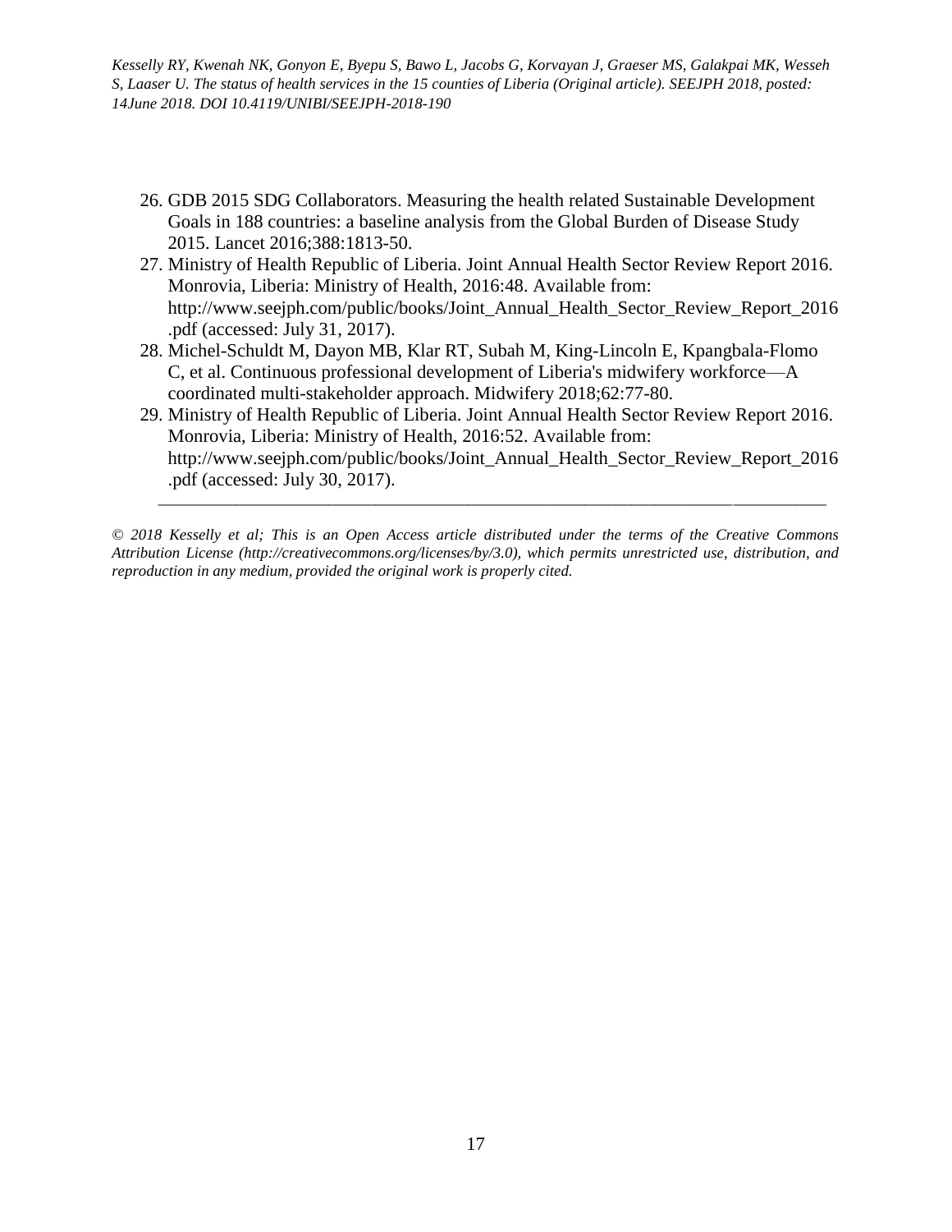26. GDB 2015 SDG Collaborators. Measuring the health related Sustainable Development Goals in 188 countries: a baseline analysis from the Global Burden of Disease Study 2015. Lancet 2016;388:1813-50.
27. Ministry of Health Republic of Liberia. Joint Annual Health Sector Review Report 2016. Monrovia, Liberia: Ministry of Health, 2016:48. Available from: http://www.seejph.com/public/books/Joint_Annual_Health_Sector_Review_Report_2016.pdf (accessed: July 31, 2017).
28. Michel-Schuldt M, Dayon MB, Klar RT, Subah M, King-Lincoln E, Kpangbala-Flomo C, et al. Continuous professional development of Liberia's midwifery workforce—A coordinated multi-stakeholder approach. Midwifery 2018;62:77-80.
29. Ministry of Health Republic of Liberia. Joint Annual Health Sector Review Report 2016. Monrovia, Liberia: Ministry of Health, 2016:52. Available from: http://www.seejph.com/public/books/Joint_Annual_Health_Sector_Review_Report_2016.pdf (accessed: July 30, 2017).

---

*© 2018 Kesselly et al; This is an Open Access article distributed under the terms of the Creative Commons Attribution License (http://creativecommons.org/licenses/by/3.0), which permits unrestricted use, distribution, and reproduction in any medium, provided the original work is properly cited.*